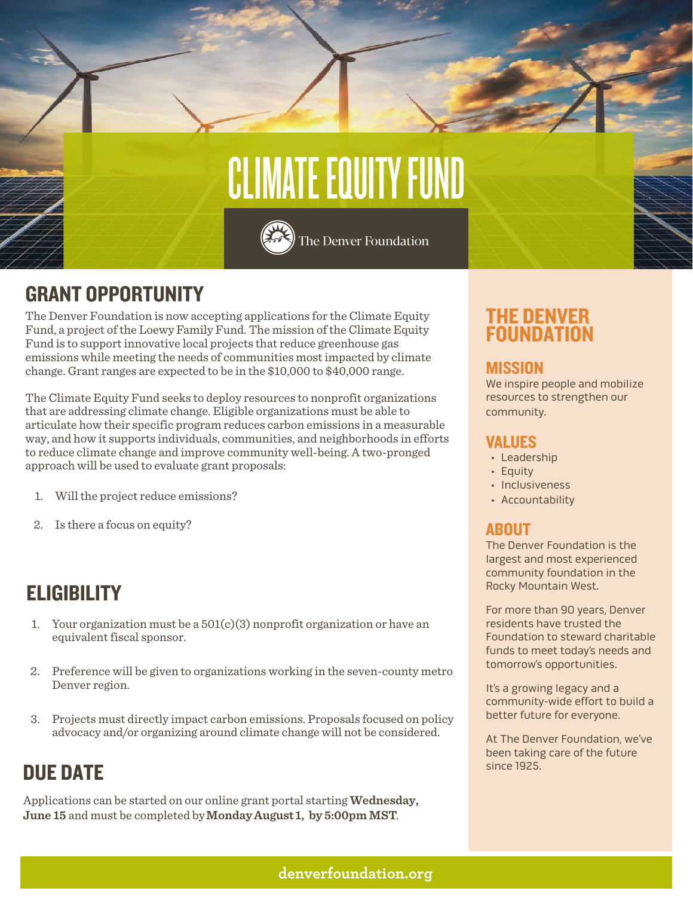# CLIMATE EQUITY FUND

The Denver Foundation

## GRANT OPPORTUNITY

The Denver Foundation is now accepting applications for the Climate Equity Fund, a project of the Loewy Family Fund. The mission of the Climate Equity Fund is to support innovative local projects that reduce greenhouse gas emissions while meeting the needs of communities most impacted by climate change. Grant ranges are expected to be in the $10,000 to $40,000 range.

The Climate Equity Fund seeks to deploy resources to nonprofit organizations that are addressing climate change. Eligible organizations must be able to articulate how their specific program reduces carbon emissions in a measurable way, and how it supports individuals, communities, and neighborhoods in efforts to reduce climate change and improve community well-being. A two-pronged approach will be used to evaluate grant proposals:

1. Will the project reduce emissions?
2. Is there a focus on equity?

## ELIGIBILITY

1. Your organization must be a 501(c)(3) nonprofit organization or have an equivalent fiscal sponsor.
2. Preference will be given to organizations working in the seven-county metro Denver region.
3. Projects must directly impact carbon emissions. Proposals focused on policy advocacy and/or organizing around climate change will not be considered.

## DUE DATE

Applications can be started on our online grant portal starting **Wednesday, June 15** and must be completed by **Monday August 1, by 5:00pm MST**.

## THE DENVER FOUNDATION

### MISSION

We inspire people and mobilize resources to strengthen our community.

### VALUES

- Leadership
- Equity
- Inclusiveness
- Accountability

### ABOUT

The Denver Foundation is the largest and most experienced community foundation in the Rocky Mountain West.

For more than 90 years, Denver residents have trusted the Foundation to steward charitable funds to meet today's needs and tomorrow's opportunities.

It's a growing legacy and a community-wide effort to build a better future for everyone.

At The Denver Foundation, we've been taking care of the future since 1925.

**denverfoundation.org**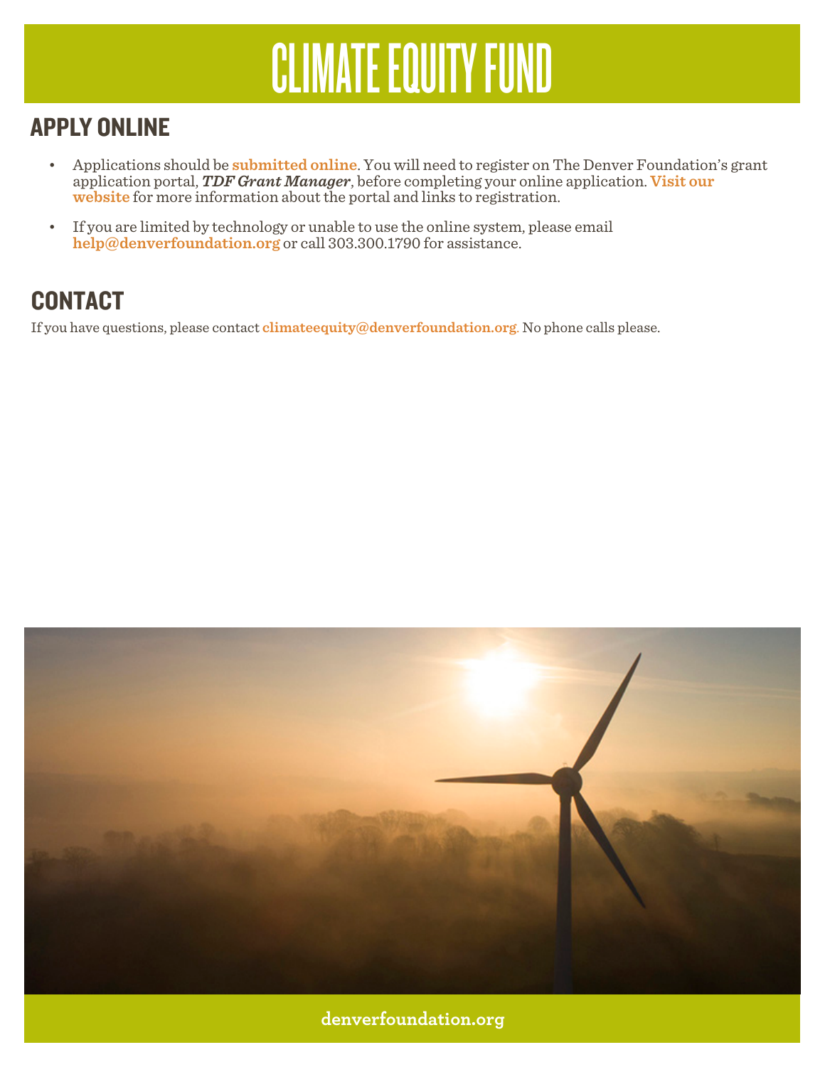# CLIMATE EQUITY FUND

## APPLY ONLINE

- Applications should be **submitted online**. You will need to register on The Denver Foundation's grant application portal, ***TDF Grant Manager***, before completing your online application. **Visit our website** for more information about the portal and links to registration.
- If you are limited by technology or unable to use the online system, please email **help@denverfoundation.org** or call 303.300.1790 for assistance.

## CONTACT

If you have questions, please contact **climateequity@denverfoundation.org**. No phone calls please.

denverfoundation.org